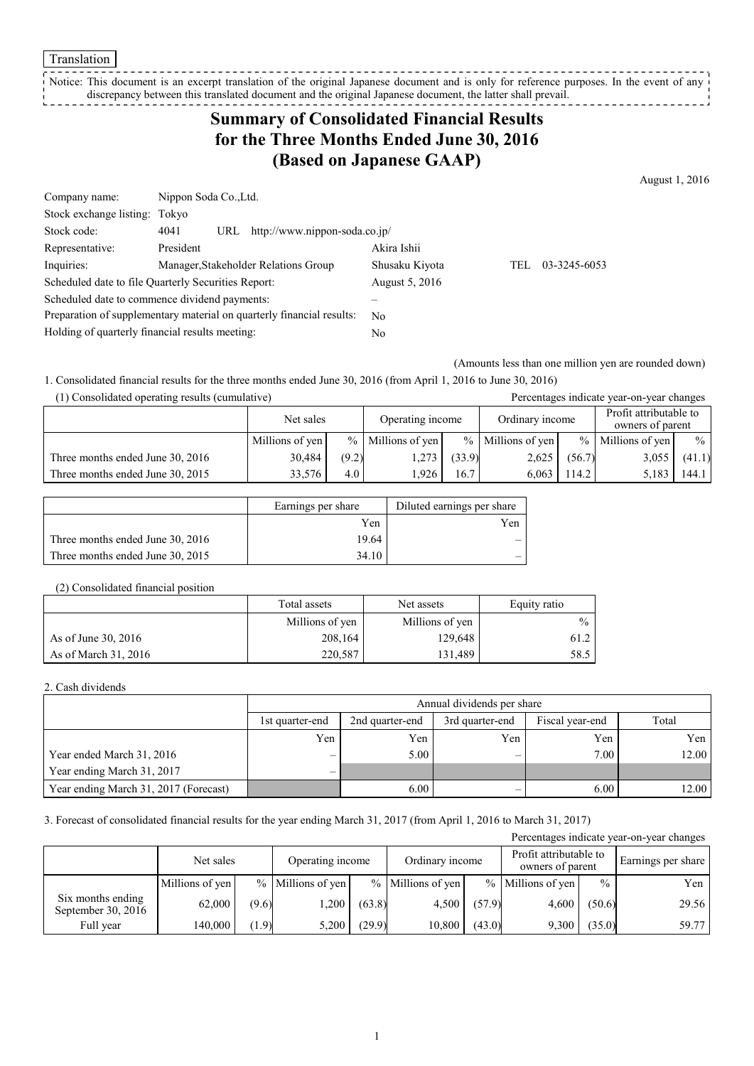Translation

Notice: This document is an excerpt translation of the original Japanese document and is only for reference purposes. In the event of any discrepancy between this translated document and the original Japanese document, the latter shall prevail.

# Summary of Consolidated Financial Results for the Three Months Ended June 30, 2016 (Based on Japanese GAAP)

August 1, 2016

| | | | | |
|---|---|---|---|---|
| Company name: | Nippon Soda Co.,Ltd. | | | |
| Stock exchange listing: | Tokyo | | | |
| Stock code: | 4041 URL http://www.nippon-soda.co.jp/ | | | |
| Representative: | President | Akira Ishii | | |
| Inquiries: | Manager,Stakeholder Relations Group | Shusaku Kiyota | TEL | 03-3245-6053 |
| Scheduled date to file Quarterly Securities Report: | | August 5, 2016 | | |
| Scheduled date to commence dividend payments: | | – | | |
| Preparation of supplementary material on quarterly financial results: | | No | | |
| Holding of quarterly financial results meeting: | | No | | |

(Amounts less than one million yen are rounded down)

1. Consolidated financial results for the three months ended June 30, 2016 (from April 1, 2016 to June 30, 2016)

(1) Consolidated operating results (cumulative)

Percentages indicate year-on-year changes

| | Net sales | | Operating income | | Ordinary income | | Profit attributable to owners of parent | |
|---|---|---|---|---|---|---|---|---|
| | Millions of yen | % | Millions of yen | % | Millions of yen | % | Millions of yen | % |
| Three months ended June 30, 2016 | 30,484 | (9.2) | 1,273 | (33.9) | 2,625 | (56.7) | 3,055 | (41.1) |
| Three months ended June 30, 2015 | 33,576 | 4.0 | 1,926 | 16.7 | 6,063 | 114.2 | 5,183 | 144.1 |

| | Earnings per share | Diluted earnings per share |
|---|---|---|
| | Yen | Yen |
| Three months ended June 30, 2016 | 19.64 | – |
| Three months ended June 30, 2015 | 34.10 | – |

(2) Consolidated financial position

| | Total assets | Net assets | Equity ratio |
|---|---|---|---|
| | Millions of yen | Millions of yen | % |
| As of June 30, 2016 | 208,164 | 129,648 | 61.2 |
| As of March 31, 2016 | 220,587 | 131,489 | 58.5 |

2. Cash dividends

| | Annual dividends per share | | | | |
|---|---|---|---|---|---|
| | 1st quarter-end | 2nd quarter-end | 3rd quarter-end | Fiscal year-end | Total |
| | Yen | Yen | Yen | Yen | Yen |
| Year ended March 31, 2016 | – | 5.00 | – | 7.00 | 12.00 |
| Year ending March 31, 2017 | – | | | | |
| Year ending March 31, 2017 (Forecast) | | 6.00 | – | 6.00 | 12.00 |

3. Forecast of consolidated financial results for the year ending March 31, 2017 (from April 1, 2016 to March 31, 2017)

Percentages indicate year-on-year changes

| | Net sales | | Operating income | | Ordinary income | | Profit attributable to owners of parent | | Earnings per share |
|---|---|---|---|---|---|---|---|---|---|
| | Millions of yen | % | Millions of yen | % | Millions of yen | % | Millions of yen | % | Yen |
| Six months ending September 30, 2016 | 62,000 | (9.6) | 1,200 | (63.8) | 4,500 | (57.9) | 4,600 | (50.6) | 29.56 |
| Full year | 140,000 | (1.9) | 5,200 | (29.9) | 10,800 | (43.0) | 9,300 | (35.0) | 59.77 |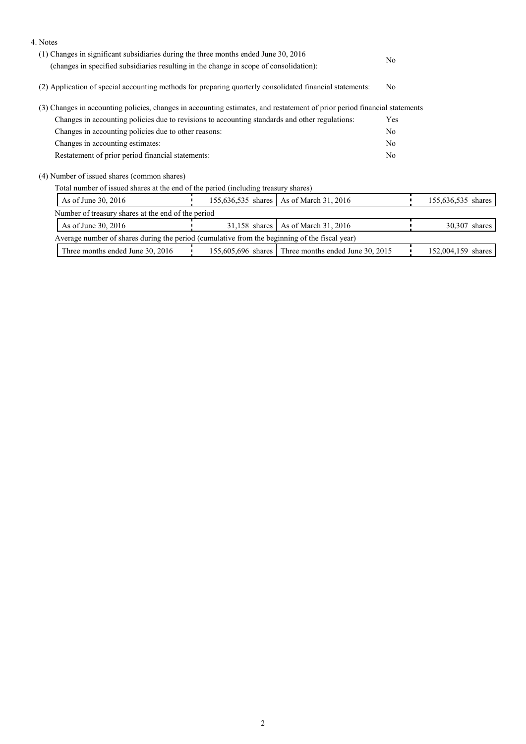4. Notes

(1) Changes in significant subsidiaries during the three months ended June 30, 2016
(changes in specified subsidiaries resulting in the change in scope of consolidation): No

(2) Application of special accounting methods for preparing quarterly consolidated financial statements: No

(3) Changes in accounting policies, changes in accounting estimates, and restatement of prior period financial statements

| | |
|---|---|
| Changes in accounting policies due to revisions to accounting standards and other regulations: | Yes |
| Changes in accounting policies due to other reasons: | No |
| Changes in accounting estimates: | No |
| Restatement of prior period financial statements: | No |

(4) Number of issued shares (common shares)

Total number of issued shares at the end of the period (including treasury shares)

| | | | |
|---|---|---|---|
| As of June 30, 2016 | 155,636,535 shares | As of March 31, 2016 | 155,636,535 shares |

Number of treasury shares at the end of the period

| | | | |
|---|---|---|---|
| As of June 30, 2016 | 31,158 shares | As of March 31, 2016 | 30,307 shares |

Average number of shares during the period (cumulative from the beginning of the fiscal year)

| | | | |
|---|---|---|---|
| Three months ended June 30, 2016 | 155,605,696 shares | Three months ended June 30, 2015 | 152,004,159 shares |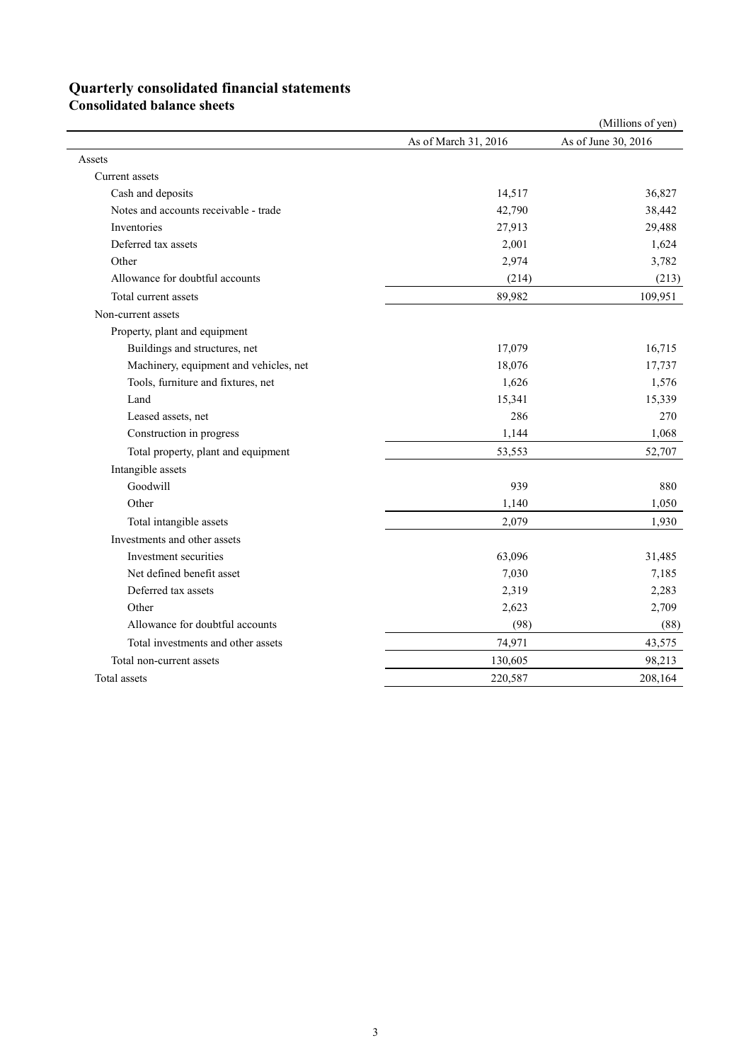# Quarterly consolidated financial statements

## Consolidated balance sheets

(Millions of yen)

| | As of March 31, 2016 | As of June 30, 2016 |
|---|---|---|
| Assets | | |
| Current assets | | |
| Cash and deposits | 14,517 | 36,827 |
| Notes and accounts receivable - trade | 42,790 | 38,442 |
| Inventories | 27,913 | 29,488 |
| Deferred tax assets | 2,001 | 1,624 |
| Other | 2,974 | 3,782 |
| Allowance for doubtful accounts | (214) | (213) |
| Total current assets | 89,982 | 109,951 |
| Non-current assets | | |
| Property, plant and equipment | | |
| Buildings and structures, net | 17,079 | 16,715 |
| Machinery, equipment and vehicles, net | 18,076 | 17,737 |
| Tools, furniture and fixtures, net | 1,626 | 1,576 |
| Land | 15,341 | 15,339 |
| Leased assets, net | 286 | 270 |
| Construction in progress | 1,144 | 1,068 |
| Total property, plant and equipment | 53,553 | 52,707 |
| Intangible assets | | |
| Goodwill | 939 | 880 |
| Other | 1,140 | 1,050 |
| Total intangible assets | 2,079 | 1,930 |
| Investments and other assets | | |
| Investment securities | 63,096 | 31,485 |
| Net defined benefit asset | 7,030 | 7,185 |
| Deferred tax assets | 2,319 | 2,283 |
| Other | 2,623 | 2,709 |
| Allowance for doubtful accounts | (98) | (88) |
| Total investments and other assets | 74,971 | 43,575 |
| Total non-current assets | 130,605 | 98,213 |
| Total assets | 220,587 | 208,164 |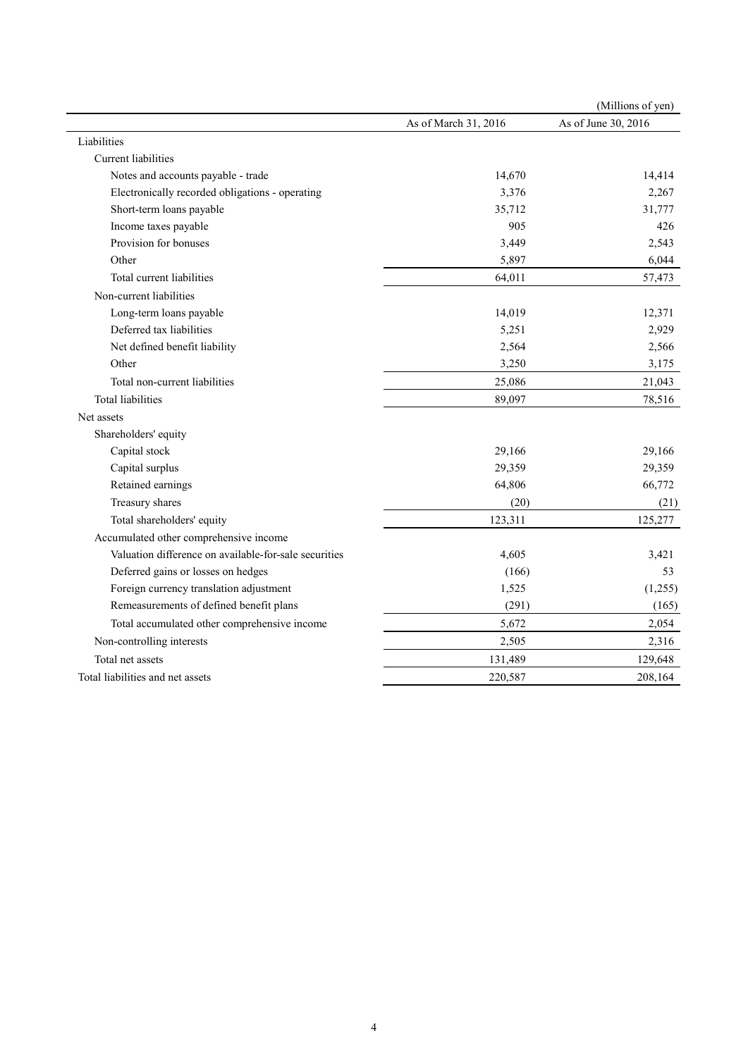(Millions of yen)

| | As of March 31, 2016 | As of June 30, 2016 |
|---|---|---|
| Liabilities | | |
| Current liabilities | | |
| Notes and accounts payable - trade | 14,670 | 14,414 |
| Electronically recorded obligations - operating | 3,376 | 2,267 |
| Short-term loans payable | 35,712 | 31,777 |
| Income taxes payable | 905 | 426 |
| Provision for bonuses | 3,449 | 2,543 |
| Other | 5,897 | 6,044 |
| Total current liabilities | 64,011 | 57,473 |
| Non-current liabilities | | |
| Long-term loans payable | 14,019 | 12,371 |
| Deferred tax liabilities | 5,251 | 2,929 |
| Net defined benefit liability | 2,564 | 2,566 |
| Other | 3,250 | 3,175 |
| Total non-current liabilities | 25,086 | 21,043 |
| Total liabilities | 89,097 | 78,516 |
| Net assets | | |
| Shareholders' equity | | |
| Capital stock | 29,166 | 29,166 |
| Capital surplus | 29,359 | 29,359 |
| Retained earnings | 64,806 | 66,772 |
| Treasury shares | (20) | (21) |
| Total shareholders' equity | 123,311 | 125,277 |
| Accumulated other comprehensive income | | |
| Valuation difference on available-for-sale securities | 4,605 | 3,421 |
| Deferred gains or losses on hedges | (166) | 53 |
| Foreign currency translation adjustment | 1,525 | (1,255) |
| Remeasurements of defined benefit plans | (291) | (165) |
| Total accumulated other comprehensive income | 5,672 | 2,054 |
| Non-controlling interests | 2,505 | 2,316 |
| Total net assets | 131,489 | 129,648 |
| Total liabilities and net assets | 220,587 | 208,164 |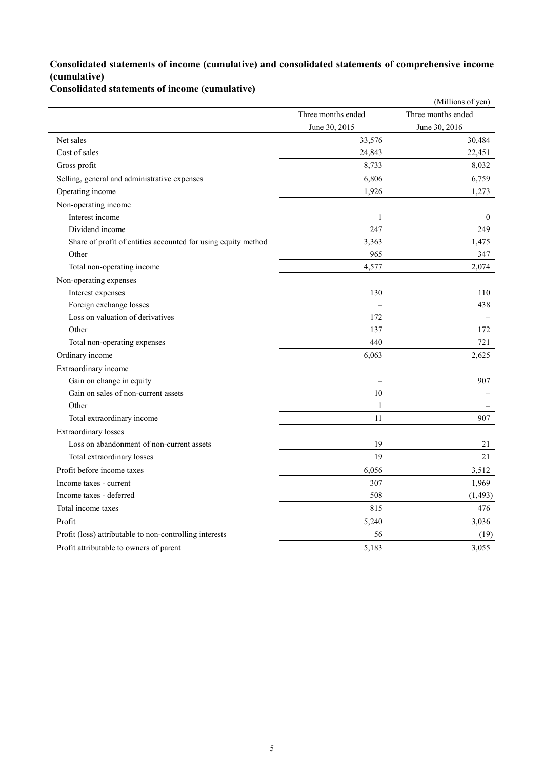## Consolidated statements of income (cumulative) and consolidated statements of comprehensive income (cumulative)

### Consolidated statements of income (cumulative)

(Millions of yen)

| | Three months ended June 30, 2015 | Three months ended June 30, 2016 |
|---|---|---|
| Net sales | 33,576 | 30,484 |
| Cost of sales | 24,843 | 22,451 |
| Gross profit | 8,733 | 8,032 |
| Selling, general and administrative expenses | 6,806 | 6,759 |
| Operating income | 1,926 | 1,273 |
| Non-operating income | | |
| Interest income | 1 | 0 |
| Dividend income | 247 | 249 |
| Share of profit of entities accounted for using equity method | 3,363 | 1,475 |
| Other | 965 | 347 |
| Total non-operating income | 4,577 | 2,074 |
| Non-operating expenses | | |
| Interest expenses | 130 | 110 |
| Foreign exchange losses | – | 438 |
| Loss on valuation of derivatives | 172 | – |
| Other | 137 | 172 |
| Total non-operating expenses | 440 | 721 |
| Ordinary income | 6,063 | 2,625 |
| Extraordinary income | | |
| Gain on change in equity | – | 907 |
| Gain on sales of non-current assets | 10 | – |
| Other | 1 | – |
| Total extraordinary income | 11 | 907 |
| Extraordinary losses | | |
| Loss on abandonment of non-current assets | 19 | 21 |
| Total extraordinary losses | 19 | 21 |
| Profit before income taxes | 6,056 | 3,512 |
| Income taxes - current | 307 | 1,969 |
| Income taxes - deferred | 508 | (1,493) |
| Total income taxes | 815 | 476 |
| Profit | 5,240 | 3,036 |
| Profit (loss) attributable to non-controlling interests | 56 | (19) |
| Profit attributable to owners of parent | 5,183 | 3,055 |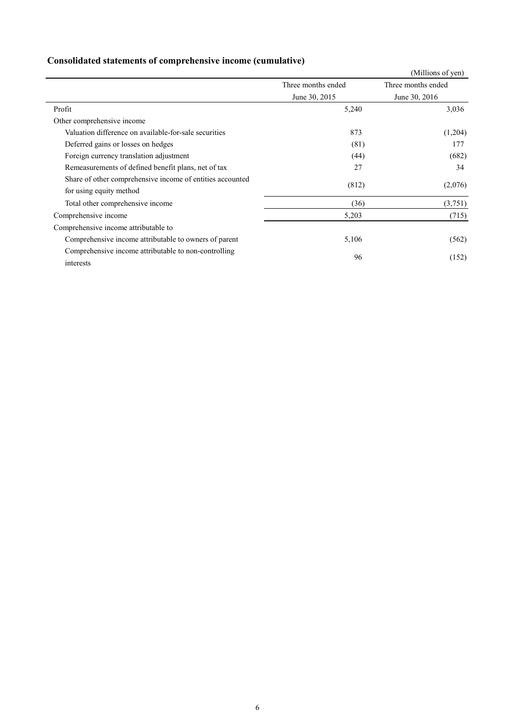## Consolidated statements of comprehensive income (cumulative)

(Millions of yen)

| | Three months ended June 30, 2015 | Three months ended June 30, 2016 |
|---|---|---|
| Profit | 5,240 | 3,036 |
| Other comprehensive income | | |
| Valuation difference on available-for-sale securities | 873 | (1,204) |
| Deferred gains or losses on hedges | (81) | 177 |
| Foreign currency translation adjustment | (44) | (682) |
| Remeasurements of defined benefit plans, net of tax | 27 | 34 |
| Share of other comprehensive income of entities accounted for using equity method | (812) | (2,076) |
| Total other comprehensive income | (36) | (3,751) |
| Comprehensive income | 5,203 | (715) |
| Comprehensive income attributable to | | |
| Comprehensive income attributable to owners of parent | 5,106 | (562) |
| Comprehensive income attributable to non-controlling interests | 96 | (152) |